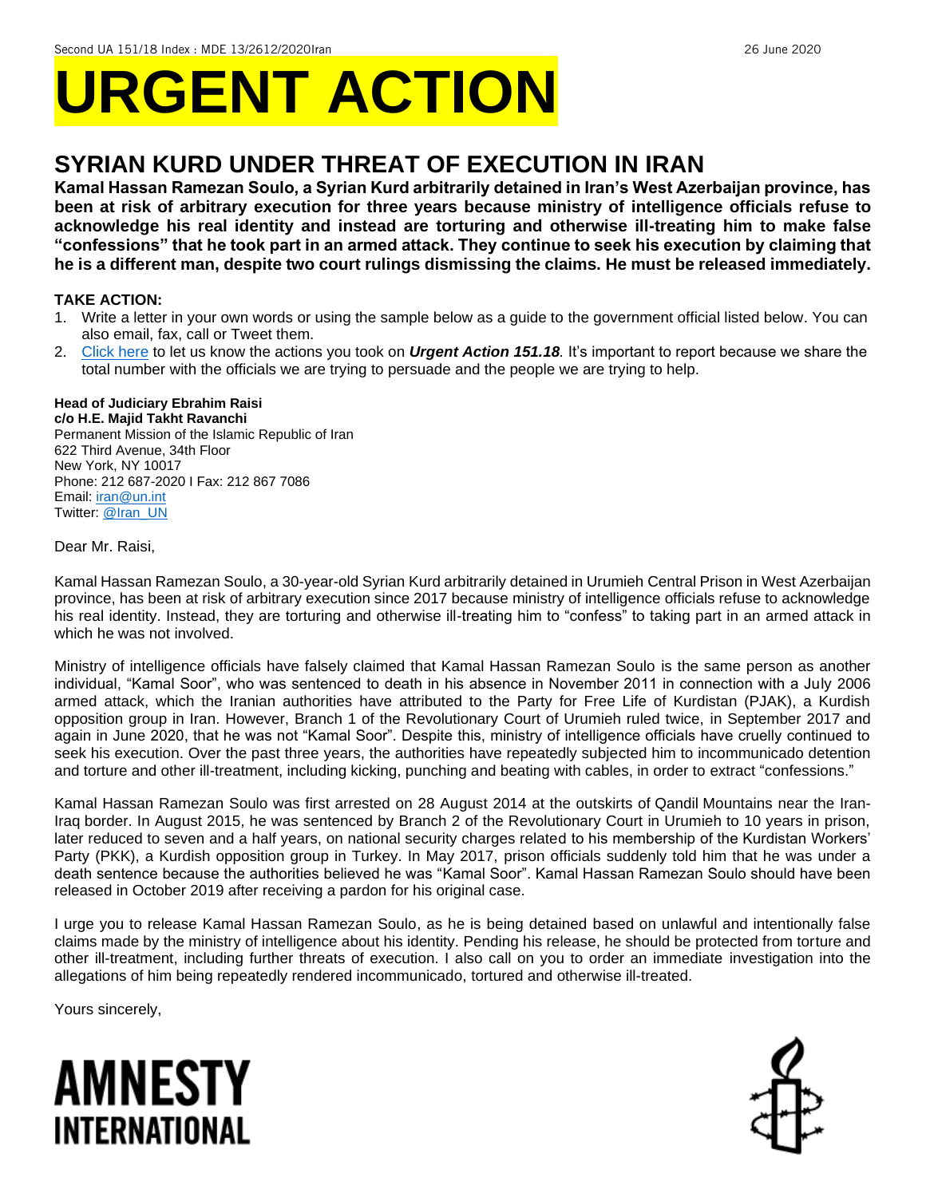Second UA 151/18 Index : MDE 13/2612/2020Iran 26 June 2020

# URGENT ACTION

## SYRIAN KURD UNDER THREAT OF EXECUTION IN IRAN

**Kamal Hassan Ramezan Soulo, a Syrian Kurd arbitrarily detained in Iran's West Azerbaijan province, has been at risk of arbitrary execution for three years because ministry of intelligence officials refuse to acknowledge his real identity and instead are torturing and otherwise ill-treating him to make false "confessions" that he took part in an armed attack. They continue to seek his execution by claiming that he is a different man, despite two court rulings dismissing the claims. He must be released immediately.**

**TAKE ACTION:**

1. Write a letter in your own words or using the sample below as a guide to the government official listed below. You can also email, fax, call or Tweet them.
2. Click here to let us know the actions you took on ***Urgent Action 151.18.*** It's important to report because we share the total number with the officials we are trying to persuade and the people we are trying to help.

**Head of Judiciary Ebrahim Raisi**
**c/o H.E. Majid Takht Ravanchi**
Permanent Mission of the Islamic Republic of Iran
622 Third Avenue, 34th Floor
New York, NY 10017
Phone: 212 687-2020 I Fax: 212 867 7086
Email: iran@un.int
Twitter: @Iran_UN

Dear Mr. Raisi,

Kamal Hassan Ramezan Soulo, a 30-year-old Syrian Kurd arbitrarily detained in Urumieh Central Prison in West Azerbaijan province, has been at risk of arbitrary execution since 2017 because ministry of intelligence officials refuse to acknowledge his real identity. Instead, they are torturing and otherwise ill-treating him to "confess" to taking part in an armed attack in which he was not involved.

Ministry of intelligence officials have falsely claimed that Kamal Hassan Ramezan Soulo is the same person as another individual, "Kamal Soor", who was sentenced to death in his absence in November 2011 in connection with a July 2006 armed attack, which the Iranian authorities have attributed to the Party for Free Life of Kurdistan (PJAK), a Kurdish opposition group in Iran. However, Branch 1 of the Revolutionary Court of Urumieh ruled twice, in September 2017 and again in June 2020, that he was not "Kamal Soor". Despite this, ministry of intelligence officials have cruelly continued to seek his execution. Over the past three years, the authorities have repeatedly subjected him to incommunicado detention and torture and other ill-treatment, including kicking, punching and beating with cables, in order to extract "confessions."

Kamal Hassan Ramezan Soulo was first arrested on 28 August 2014 at the outskirts of Qandil Mountains near the Iran-Iraq border. In August 2015, he was sentenced by Branch 2 of the Revolutionary Court in Urumieh to 10 years in prison, later reduced to seven and a half years, on national security charges related to his membership of the Kurdistan Workers' Party (PKK), a Kurdish opposition group in Turkey. In May 2017, prison officials suddenly told him that he was under a death sentence because the authorities believed he was "Kamal Soor". Kamal Hassan Ramezan Soulo should have been released in October 2019 after receiving a pardon for his original case.

I urge you to release Kamal Hassan Ramezan Soulo, as he is being detained based on unlawful and intentionally false claims made by the ministry of intelligence about his identity. Pending his release, he should be protected from torture and other ill-treatment, including further threats of execution. I also call on you to order an immediate investigation into the allegations of him being repeatedly rendered incommunicado, tortured and otherwise ill-treated.

Yours sincerely,

AMNESTY INTERNATIONAL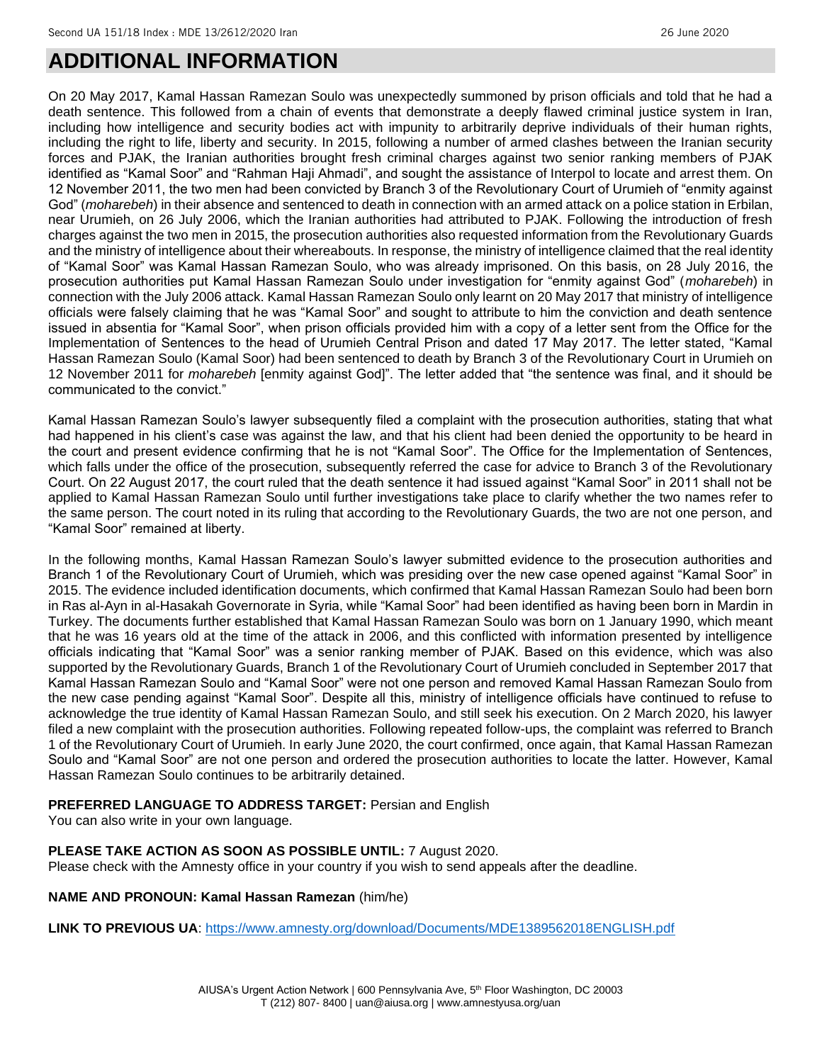# ADDITIONAL INFORMATION

On 20 May 2017, Kamal Hassan Ramezan Soulo was unexpectedly summoned by prison officials and told that he had a death sentence. This followed from a chain of events that demonstrate a deeply flawed criminal justice system in Iran, including how intelligence and security bodies act with impunity to arbitrarily deprive individuals of their human rights, including the right to life, liberty and security. In 2015, following a number of armed clashes between the Iranian security forces and PJAK, the Iranian authorities brought fresh criminal charges against two senior ranking members of PJAK identified as "Kamal Soor" and "Rahman Haji Ahmadi", and sought the assistance of Interpol to locate and arrest them. On 12 November 2011, the two men had been convicted by Branch 3 of the Revolutionary Court of Urumieh of "enmity against God" (*moharebeh*) in their absence and sentenced to death in connection with an armed attack on a police station in Erbilan, near Urumieh, on 26 July 2006, which the Iranian authorities had attributed to PJAK. Following the introduction of fresh charges against the two men in 2015, the prosecution authorities also requested information from the Revolutionary Guards and the ministry of intelligence about their whereabouts. In response, the ministry of intelligence claimed that the real identity of "Kamal Soor" was Kamal Hassan Ramezan Soulo, who was already imprisoned. On this basis, on 28 July 2016, the prosecution authorities put Kamal Hassan Ramezan Soulo under investigation for "enmity against God" (*moharebeh*) in connection with the July 2006 attack. Kamal Hassan Ramezan Soulo only learnt on 20 May 2017 that ministry of intelligence officials were falsely claiming that he was "Kamal Soor" and sought to attribute to him the conviction and death sentence issued in absentia for "Kamal Soor", when prison officials provided him with a copy of a letter sent from the Office for the Implementation of Sentences to the head of Urumieh Central Prison and dated 17 May 2017. The letter stated, "Kamal Hassan Ramezan Soulo (Kamal Soor) had been sentenced to death by Branch 3 of the Revolutionary Court in Urumieh on 12 November 2011 for *moharebeh* [enmity against God]". The letter added that "the sentence was final, and it should be communicated to the convict."

Kamal Hassan Ramezan Soulo's lawyer subsequently filed a complaint with the prosecution authorities, stating that what had happened in his client's case was against the law, and that his client had been denied the opportunity to be heard in the court and present evidence confirming that he is not "Kamal Soor". The Office for the Implementation of Sentences, which falls under the office of the prosecution, subsequently referred the case for advice to Branch 3 of the Revolutionary Court. On 22 August 2017, the court ruled that the death sentence it had issued against "Kamal Soor" in 2011 shall not be applied to Kamal Hassan Ramezan Soulo until further investigations take place to clarify whether the two names refer to the same person. The court noted in its ruling that according to the Revolutionary Guards, the two are not one person, and "Kamal Soor" remained at liberty.

In the following months, Kamal Hassan Ramezan Soulo's lawyer submitted evidence to the prosecution authorities and Branch 1 of the Revolutionary Court of Urumieh, which was presiding over the new case opened against "Kamal Soor" in 2015. The evidence included identification documents, which confirmed that Kamal Hassan Ramezan Soulo had been born in Ras al-Ayn in al-Hasakah Governorate in Syria, while "Kamal Soor" had been identified as having been born in Mardin in Turkey. The documents further established that Kamal Hassan Ramezan Soulo was born on 1 January 1990, which meant that he was 16 years old at the time of the attack in 2006, and this conflicted with information presented by intelligence officials indicating that "Kamal Soor" was a senior ranking member of PJAK. Based on this evidence, which was also supported by the Revolutionary Guards, Branch 1 of the Revolutionary Court of Urumieh concluded in September 2017 that Kamal Hassan Ramezan Soulo and "Kamal Soor" were not one person and removed Kamal Hassan Ramezan Soulo from the new case pending against "Kamal Soor". Despite all this, ministry of intelligence officials have continued to refuse to acknowledge the true identity of Kamal Hassan Ramezan Soulo, and still seek his execution. On 2 March 2020, his lawyer filed a new complaint with the prosecution authorities. Following repeated follow-ups, the complaint was referred to Branch 1 of the Revolutionary Court of Urumieh. In early June 2020, the court confirmed, once again, that Kamal Hassan Ramezan Soulo and "Kamal Soor" are not one person and ordered the prosecution authorities to locate the latter. However, Kamal Hassan Ramezan Soulo continues to be arbitrarily detained.

**PREFERRED LANGUAGE TO ADDRESS TARGET:** Persian and English
You can also write in your own language.

**PLEASE TAKE ACTION AS SOON AS POSSIBLE UNTIL:** 7 August 2020.
Please check with the Amnesty office in your country if you wish to send appeals after the deadline.

**NAME AND PRONOUN: Kamal Hassan Ramezan** (him/he)

**LINK TO PREVIOUS UA**: https://www.amnesty.org/download/Documents/MDE1389562018ENGLISH.pdf